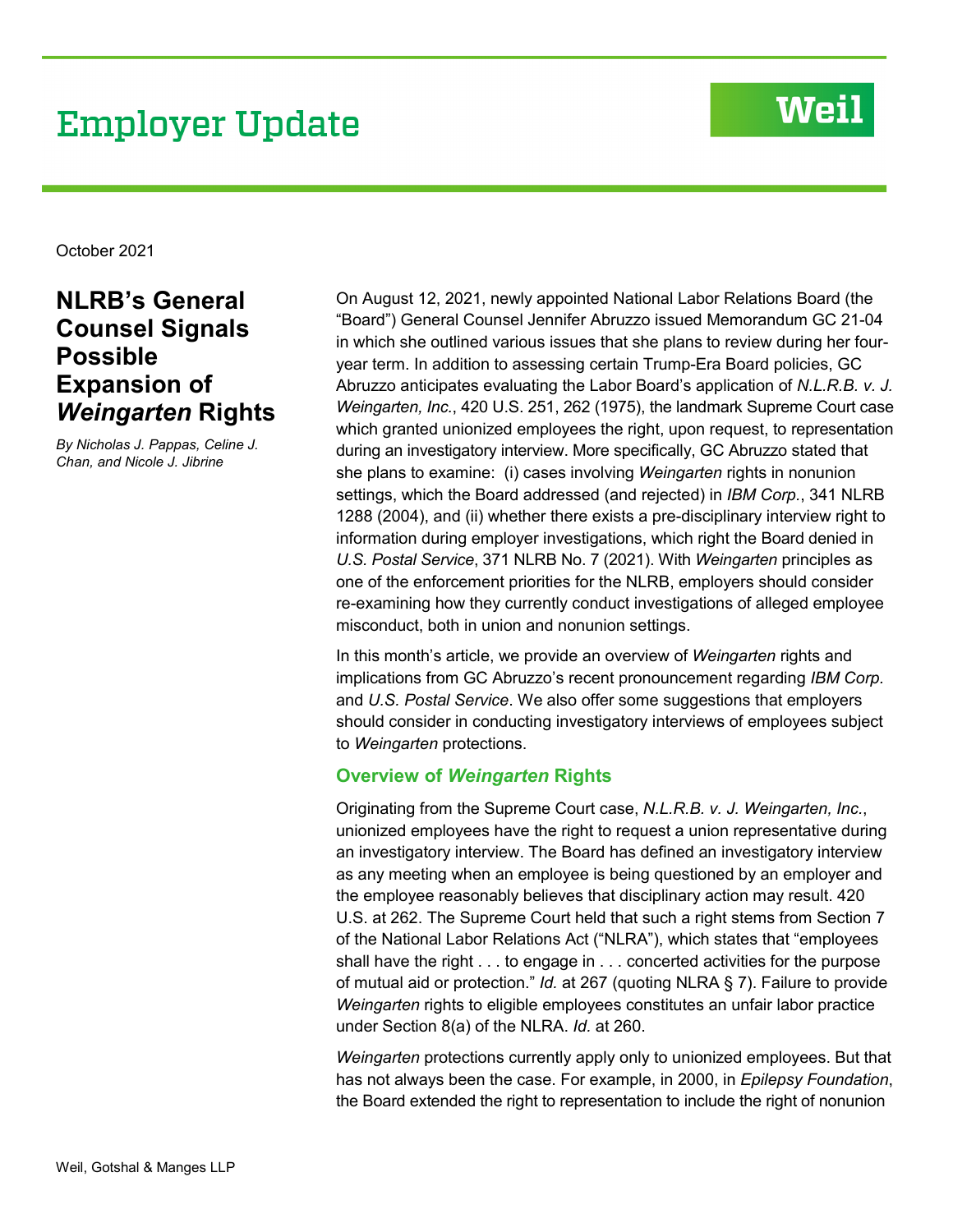# Employer Update

October 2021

## NLRB's General Counsel Signals Possible Expansion of *Weingarten* Rights

*By Nicholas J. Pappas, Celine J. Chan, and Nicole J. Jibrine*

On August 12, 2021, newly appointed National Labor Relations Board (the "Board") General Counsel Jennifer Abruzzo issued Memorandum GC 21-04 in which she outlined various issues that she plans to review during her four-year term. In addition to assessing certain Trump-Era Board policies, GC Abruzzo anticipates evaluating the Labor Board's application of *N.L.R.B. v. J. Weingarten, Inc.*, 420 U.S. 251, 262 (1975), the landmark Supreme Court case which granted unionized employees the right, upon request, to representation during an investigatory interview. More specifically, GC Abruzzo stated that she plans to examine: (i) cases involving *Weingarten* rights in nonunion settings, which the Board addressed (and rejected) in *IBM Corp.*, 341 NLRB 1288 (2004), and (ii) whether there exists a pre-disciplinary interview right to information during employer investigations, which right the Board denied in *U.S. Postal Service*, 371 NLRB No. 7 (2021). With *Weingarten* principles as one of the enforcement priorities for the NLRB, employers should consider re-examining how they currently conduct investigations of alleged employee misconduct, both in union and nonunion settings.

In this month's article, we provide an overview of *Weingarten* rights and implications from GC Abruzzo's recent pronouncement regarding *IBM Corp.* and *U.S. Postal Service*. We also offer some suggestions that employers should consider in conducting investigatory interviews of employees subject to *Weingarten* protections.

### Overview of *Weingarten* Rights

Originating from the Supreme Court case, *N.L.R.B. v. J. Weingarten, Inc.*, unionized employees have the right to request a union representative during an investigatory interview. The Board has defined an investigatory interview as any meeting when an employee is being questioned by an employer and the employee reasonably believes that disciplinary action may result. 420 U.S. at 262. The Supreme Court held that such a right stems from Section 7 of the National Labor Relations Act ("NLRA"), which states that "employees shall have the right . . . to engage in . . . concerted activities for the purpose of mutual aid or protection." *Id.* at 267 (quoting NLRA § 7). Failure to provide *Weingarten* rights to eligible employees constitutes an unfair labor practice under Section 8(a) of the NLRA. *Id.* at 260.

*Weingarten* protections currently apply only to unionized employees. But that has not always been the case. For example, in 2000, in *Epilepsy Foundation*, the Board extended the right to representation to include the right of nonunion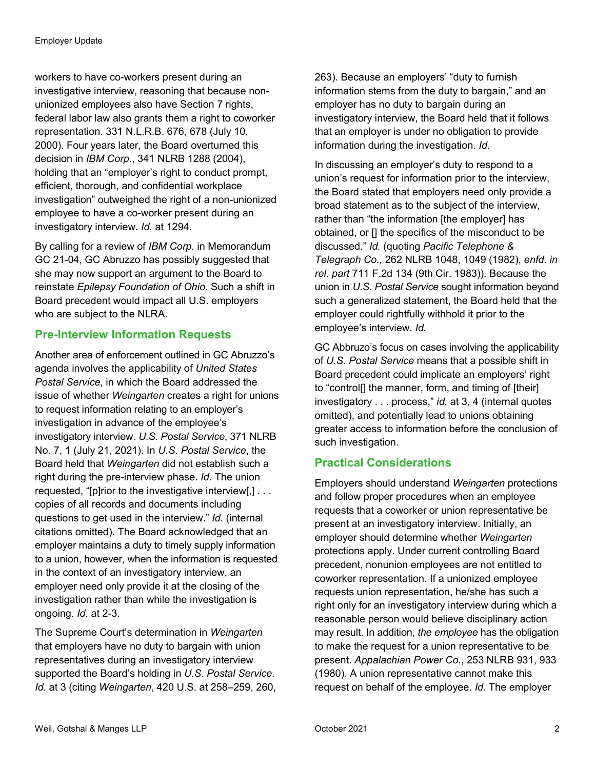workers to have co-workers present during an investigative interview, reasoning that because non-unionized employees also have Section 7 rights, federal labor law also grants them a right to coworker representation. 331 N.L.R.B. 676, 678 (July 10, 2000). Four years later, the Board overturned this decision in *IBM Corp.*, 341 NLRB 1288 (2004), holding that an "employer's right to conduct prompt, efficient, thorough, and confidential workplace investigation" outweighed the right of a non-unionized employee to have a co-worker present during an investigatory interview. *Id.* at 1294.

By calling for a review of *IBM Corp.* in Memorandum GC 21-04, GC Abruzzo has possibly suggested that she may now support an argument to the Board to reinstate *Epilepsy Foundation of Ohio*. Such a shift in Board precedent would impact all U.S. employers who are subject to the NLRA.

## Pre-Interview Information Requests

Another area of enforcement outlined in GC Abruzzo's agenda involves the applicability of *United States Postal Service*, in which the Board addressed the issue of whether *Weingarten* creates a right for unions to request information relating to an employer's investigation in advance of the employee's investigatory interview. *U.S. Postal Service*, 371 NLRB No. 7, 1 (July 21, 2021). In *U.S. Postal Service*, the Board held that *Weingarten* did not establish such a right during the pre-interview phase. *Id.* The union requested, "[p]rior to the investigative interview[,] . . . copies of all records and documents including questions to get used in the interview." *Id.* (internal citations omitted). The Board acknowledged that an employer maintains a duty to timely supply information to a union, however, when the information is requested in the context of an investigatory interview, an employer need only provide it at the closing of the investigation rather than while the investigation is ongoing. *Id.* at 2-3.

The Supreme Court's determination in *Weingarten* that employers have no duty to bargain with union representatives during an investigatory interview supported the Board's holding in *U.S. Postal Service*. *Id.* at 3 (citing *Weingarten*, 420 U.S. at 258–259, 260, 263). Because an employers' "duty to furnish information stems from the duty to bargain," and an employer has no duty to bargain during an investigatory interview, the Board held that it follows that an employer is under no obligation to provide information during the investigation. *Id*.

In discussing an employer's duty to respond to a union's request for information prior to the interview, the Board stated that employers need only provide a broad statement as to the subject of the interview, rather than "the information [the employer] has obtained, or [] the specifics of the misconduct to be discussed." *Id.* (quoting *Pacific Telephone & Telegraph Co.,* 262 NLRB 1048, 1049 (1982), *enfd. in rel. part* 711 F.2d 134 (9th Cir. 1983)). Because the union in *U.S. Postal Service* sought information beyond such a generalized statement, the Board held that the employer could rightfully withhold it prior to the employee's interview. *Id.*

GC Abbruzo's focus on cases involving the applicability of *U.S. Postal Service* means that a possible shift in Board precedent could implicate an employers' right to "control[] the manner, form, and timing of [their] investigatory . . . process," *id.* at 3, 4 (internal quotes omitted), and potentially lead to unions obtaining greater access to information before the conclusion of such investigation.

## Practical Considerations

Employers should understand *Weingarten* protections and follow proper procedures when an employee requests that a coworker or union representative be present at an investigatory interview. Initially, an employer should determine whether *Weingarten* protections apply. Under current controlling Board precedent, nonunion employees are not entitled to coworker representation. If a unionized employee requests union representation, he/she has such a right only for an investigatory interview during which a reasonable person would believe disciplinary action may result. In addition, *the employee* has the obligation to make the request for a union representative to be present. *Appalachian Power Co.*, 253 NLRB 931, 933 (1980). A union representative cannot make this request on behalf of the employee. *Id.* The employer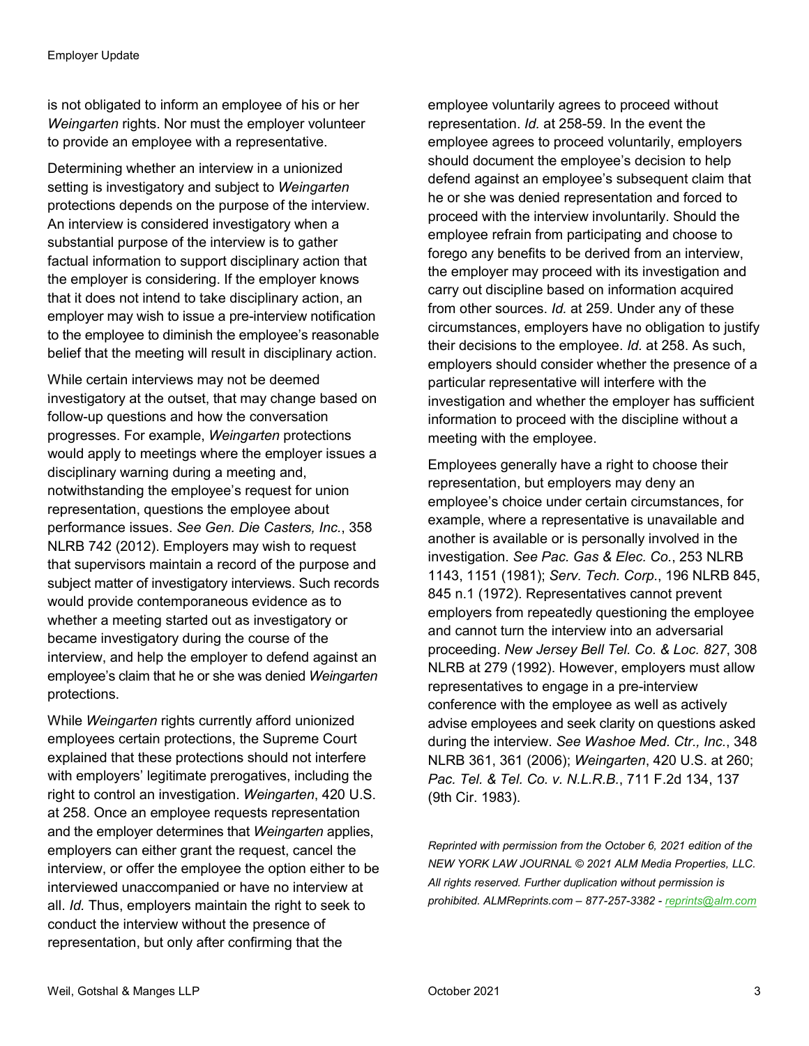is not obligated to inform an employee of his or her *Weingarten* rights. Nor must the employer volunteer to provide an employee with a representative.

Determining whether an interview in a unionized setting is investigatory and subject to *Weingarten* protections depends on the purpose of the interview. An interview is considered investigatory when a substantial purpose of the interview is to gather factual information to support disciplinary action that the employer is considering. If the employer knows that it does not intend to take disciplinary action, an employer may wish to issue a pre-interview notification to the employee to diminish the employee's reasonable belief that the meeting will result in disciplinary action.

While certain interviews may not be deemed investigatory at the outset, that may change based on follow-up questions and how the conversation progresses. For example, *Weingarten* protections would apply to meetings where the employer issues a disciplinary warning during a meeting and, notwithstanding the employee's request for union representation, questions the employee about performance issues. *See Gen. Die Casters, Inc.*, 358 NLRB 742 (2012). Employers may wish to request that supervisors maintain a record of the purpose and subject matter of investigatory interviews. Such records would provide contemporaneous evidence as to whether a meeting started out as investigatory or became investigatory during the course of the interview, and help the employer to defend against an employee's claim that he or she was denied *Weingarten* protections.

While *Weingarten* rights currently afford unionized employees certain protections, the Supreme Court explained that these protections should not interfere with employers' legitimate prerogatives, including the right to control an investigation. *Weingarten*, 420 U.S. at 258. Once an employee requests representation and the employer determines that *Weingarten* applies, employers can either grant the request, cancel the interview, or offer the employee the option either to be interviewed unaccompanied or have no interview at all. *Id.* Thus, employers maintain the right to seek to conduct the interview without the presence of representation, but only after confirming that the employee voluntarily agrees to proceed without representation. *Id.* at 258-59. In the event the employee agrees to proceed voluntarily, employers should document the employee's decision to help defend against an employee's subsequent claim that he or she was denied representation and forced to proceed with the interview involuntarily. Should the employee refrain from participating and choose to forego any benefits to be derived from an interview, the employer may proceed with its investigation and carry out discipline based on information acquired from other sources. *Id.* at 259. Under any of these circumstances, employers have no obligation to justify their decisions to the employee. *Id.* at 258. As such, employers should consider whether the presence of a particular representative will interfere with the investigation and whether the employer has sufficient information to proceed with the discipline without a meeting with the employee.

Employees generally have a right to choose their representation, but employers may deny an employee's choice under certain circumstances, for example, where a representative is unavailable and another is available or is personally involved in the investigation. *See Pac. Gas & Elec. Co.*, 253 NLRB 1143, 1151 (1981); *Serv. Tech. Corp.*, 196 NLRB 845, 845 n.1 (1972). Representatives cannot prevent employers from repeatedly questioning the employee and cannot turn the interview into an adversarial proceeding. *New Jersey Bell Tel. Co. & Loc. 827*, 308 NLRB at 279 (1992). However, employers must allow representatives to engage in a pre-interview conference with the employee as well as actively advise employees and seek clarity on questions asked during the interview. *See Washoe Med. Ctr., Inc.*, 348 NLRB 361, 361 (2006); *Weingarten*, 420 U.S. at 260; *Pac. Tel. & Tel. Co. v. N.L.R.B.*, 711 F.2d 134, 137 (9th Cir. 1983).

*Reprinted with permission from the October 6, 2021 edition of the NEW YORK LAW JOURNAL © 2021 ALM Media Properties, LLC. All rights reserved. Further duplication without permission is prohibited. ALMReprints.com – 877-257-3382 - reprints@alm.com*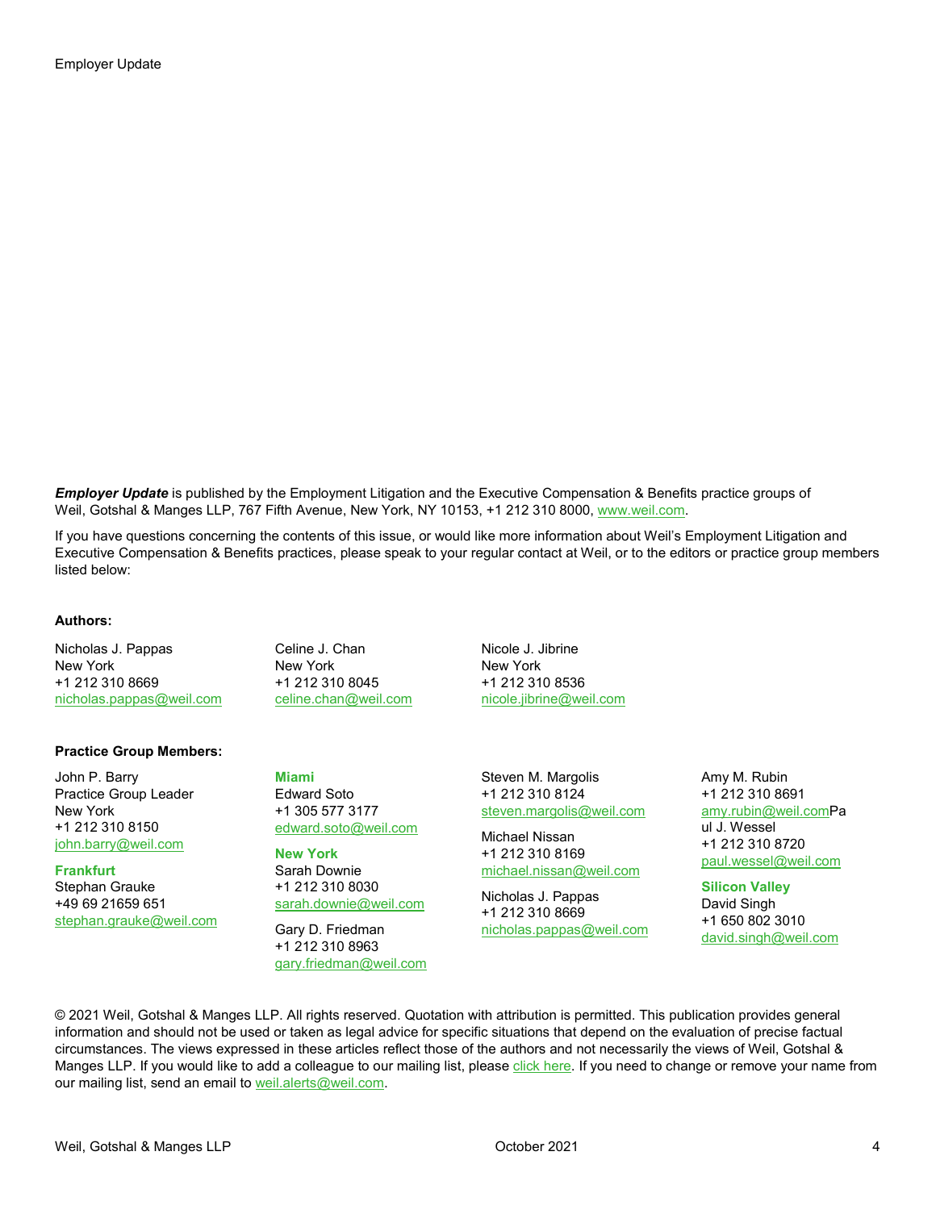***Employer Update*** is published by the Employment Litigation and the Executive Compensation & Benefits practice groups of Weil, Gotshal & Manges LLP, 767 Fifth Avenue, New York, NY 10153, +1 212 310 8000, www.weil.com.

If you have questions concerning the contents of this issue, or would like more information about Weil's Employment Litigation and Executive Compensation & Benefits practices, please speak to your regular contact at Weil, or to the editors or practice group members listed below:

**Authors:**

Nicholas J. Pappas
New York
+1 212 310 8669
nicholas.pappas@weil.com

Celine J. Chan
New York
+1 212 310 8045
celine.chan@weil.com

Nicole J. Jibrine
New York
+1 212 310 8536
nicole.jibrine@weil.com

**Practice Group Members:**

John P. Barry
Practice Group Leader
New York
+1 212 310 8150
john.barry@weil.com

**Frankfurt**
Stephan Grauke
+49 69 21659 651
stephan.grauke@weil.com

**Miami**
Edward Soto
+1 305 577 3177
edward.soto@weil.com

**New York**
Sarah Downie
+1 212 310 8030
sarah.downie@weil.com

Gary D. Friedman
+1 212 310 8963
gary.friedman@weil.com

Steven M. Margolis
+1 212 310 8124
steven.margolis@weil.com

Michael Nissan
+1 212 310 8169
michael.nissan@weil.com

Nicholas J. Pappas
+1 212 310 8669
nicholas.pappas@weil.com

Amy M. Rubin
+1 212 310 8691
amy.rubin@weil.com

Paul J. Wessel
+1 212 310 8720
paul.wessel@weil.com

**Silicon Valley**
David Singh
+1 650 802 3010
david.singh@weil.com

© 2021 Weil, Gotshal & Manges LLP. All rights reserved. Quotation with attribution is permitted. This publication provides general information and should not be used or taken as legal advice for specific situations that depend on the evaluation of precise factual circumstances. The views expressed in these articles reflect those of the authors and not necessarily the views of Weil, Gotshal & Manges LLP. If you would like to add a colleague to our mailing list, please click here. If you need to change or remove your name from our mailing list, send an email to weil.alerts@weil.com.